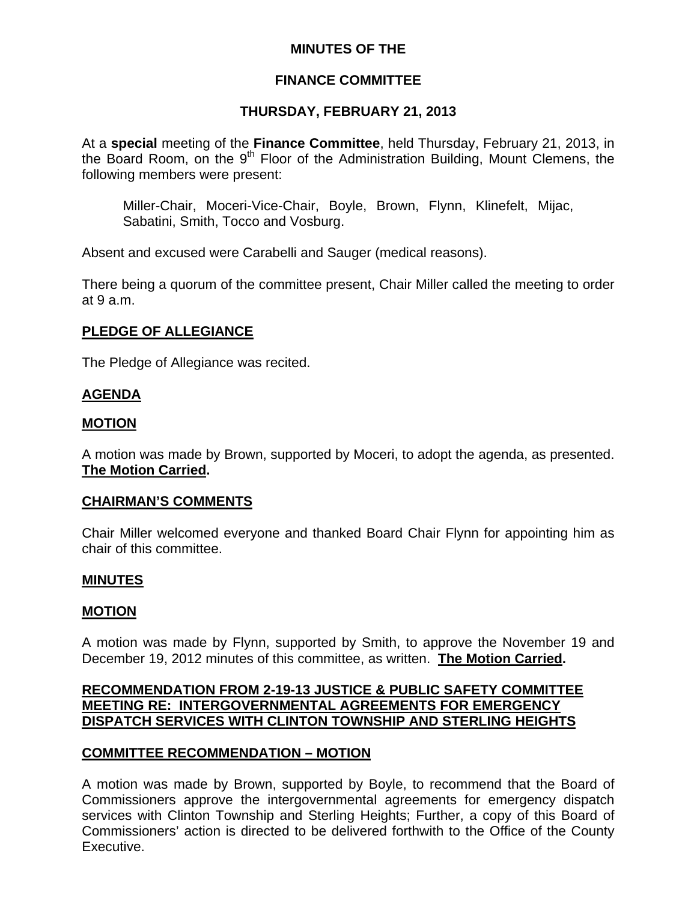# MINUTES OF THE

# FINANCE COMMITTEE

# THURSDAY, FEBRUARY 21, 2013

At a **special** meeting of the **Finance Committee**, held Thursday, February 21, 2013, in the Board Room, on the 9th Floor of the Administration Building, Mount Clemens, the following members were present:

Miller-Chair, Moceri-Vice-Chair, Boyle, Brown, Flynn, Klinefelt, Mijac, Sabatini, Smith, Tocco and Vosburg.

Absent and excused were Carabelli and Sauger (medical reasons).

There being a quorum of the committee present, Chair Miller called the meeting to order at 9 a.m.

## PLEDGE OF ALLEGIANCE

The Pledge of Allegiance was recited.

## AGENDA

## MOTION

A motion was made by Brown, supported by Moceri, to adopt the agenda, as presented. **The Motion Carried.**

## CHAIRMAN'S COMMENTS

Chair Miller welcomed everyone and thanked Board Chair Flynn for appointing him as chair of this committee.

## MINUTES

## MOTION

A motion was made by Flynn, supported by Smith, to approve the November 19 and December 19, 2012 minutes of this committee, as written. **The Motion Carried.**

## RECOMMENDATION FROM 2-19-13 JUSTICE & PUBLIC SAFETY COMMITTEE MEETING RE: INTERGOVERNMENTAL AGREEMENTS FOR EMERGENCY DISPATCH SERVICES WITH CLINTON TOWNSHIP AND STERLING HEIGHTS

## COMMITTEE RECOMMENDATION – MOTION

A motion was made by Brown, supported by Boyle, to recommend that the Board of Commissioners approve the intergovernmental agreements for emergency dispatch services with Clinton Township and Sterling Heights; Further, a copy of this Board of Commissioners' action is directed to be delivered forthwith to the Office of the County Executive.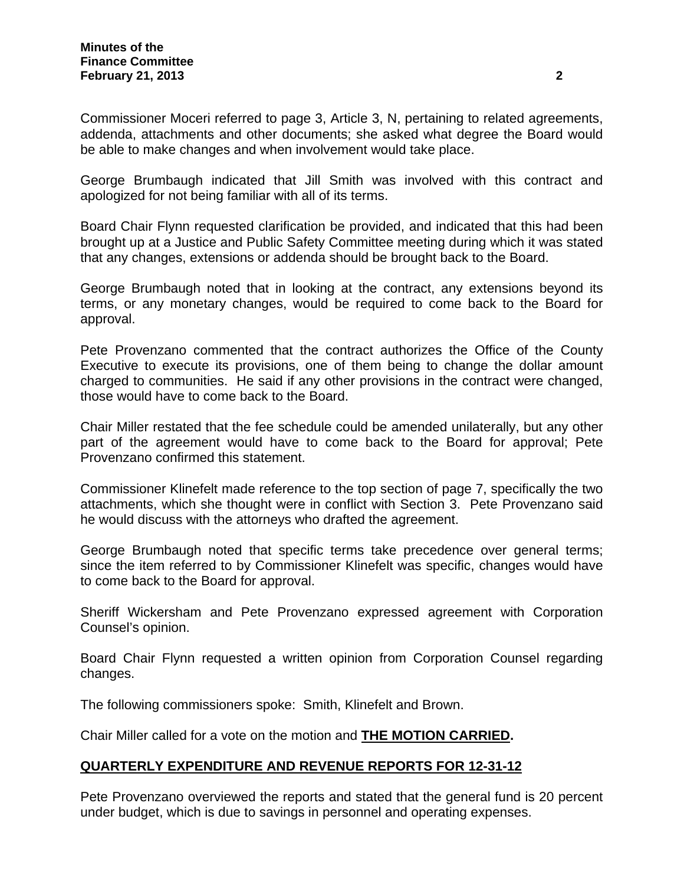Commissioner Moceri referred to page 3, Article 3, N, pertaining to related agreements, addenda, attachments and other documents; she asked what degree the Board would be able to make changes and when involvement would take place.

George Brumbaugh indicated that Jill Smith was involved with this contract and apologized for not being familiar with all of its terms.

Board Chair Flynn requested clarification be provided, and indicated that this had been brought up at a Justice and Public Safety Committee meeting during which it was stated that any changes, extensions or addenda should be brought back to the Board.

George Brumbaugh noted that in looking at the contract, any extensions beyond its terms, or any monetary changes, would be required to come back to the Board for approval.

Pete Provenzano commented that the contract authorizes the Office of the County Executive to execute its provisions, one of them being to change the dollar amount charged to communities. He said if any other provisions in the contract were changed, those would have to come back to the Board.

Chair Miller restated that the fee schedule could be amended unilaterally, but any other part of the agreement would have to come back to the Board for approval; Pete Provenzano confirmed this statement.

Commissioner Klinefelt made reference to the top section of page 7, specifically the two attachments, which she thought were in conflict with Section 3. Pete Provenzano said he would discuss with the attorneys who drafted the agreement.

George Brumbaugh noted that specific terms take precedence over general terms; since the item referred to by Commissioner Klinefelt was specific, changes would have to come back to the Board for approval.

Sheriff Wickersham and Pete Provenzano expressed agreement with Corporation Counsel's opinion.

Board Chair Flynn requested a written opinion from Corporation Counsel regarding changes.

The following commissioners spoke: Smith, Klinefelt and Brown.

Chair Miller called for a vote on the motion and **THE MOTION CARRIED.**

## QUARTERLY EXPENDITURE AND REVENUE REPORTS FOR 12-31-12

Pete Provenzano overviewed the reports and stated that the general fund is 20 percent under budget, which is due to savings in personnel and operating expenses.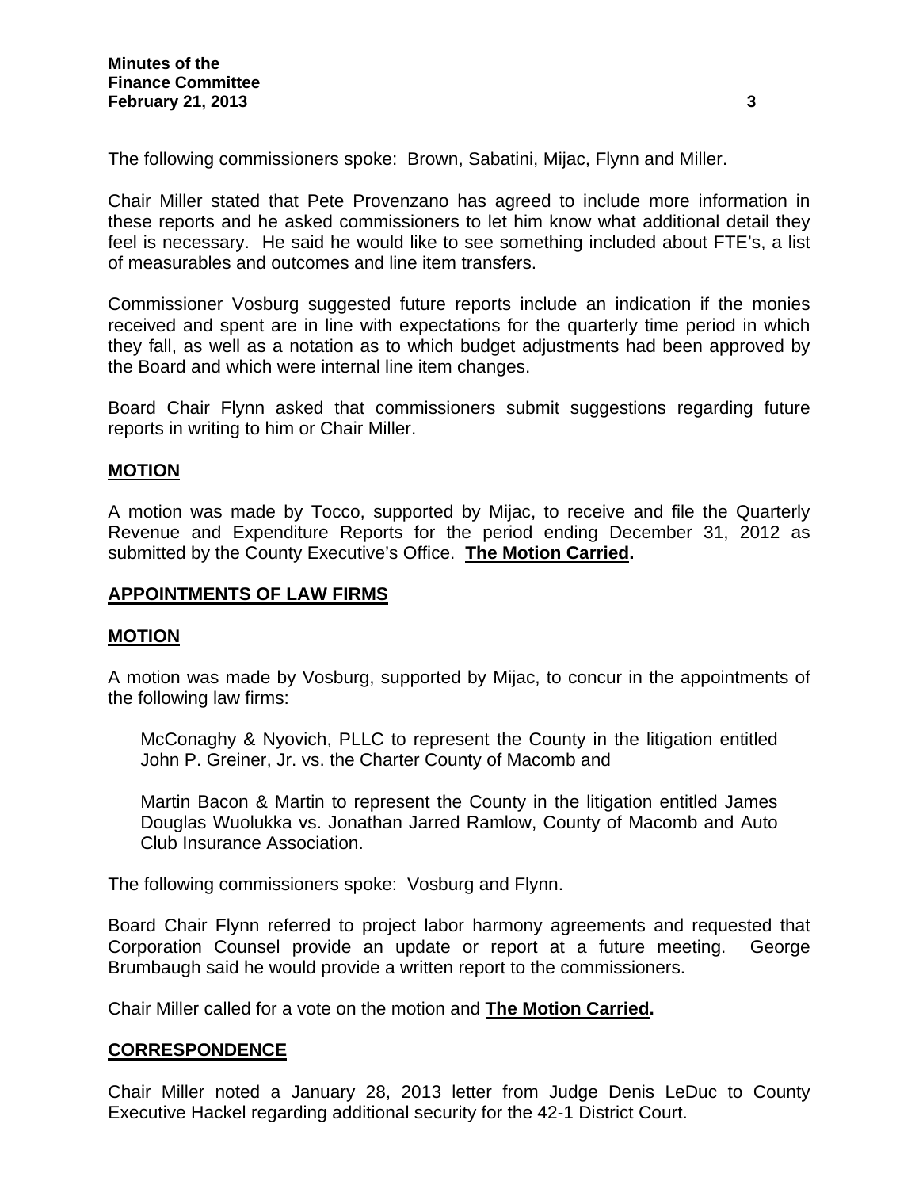The following commissioners spoke: Brown, Sabatini, Mijac, Flynn and Miller.

Chair Miller stated that Pete Provenzano has agreed to include more information in these reports and he asked commissioners to let him know what additional detail they feel is necessary. He said he would like to see something included about FTE's, a list of measurables and outcomes and line item transfers.

Commissioner Vosburg suggested future reports include an indication if the monies received and spent are in line with expectations for the quarterly time period in which they fall, as well as a notation as to which budget adjustments had been approved by the Board and which were internal line item changes.

Board Chair Flynn asked that commissioners submit suggestions regarding future reports in writing to him or Chair Miller.

**MOTION**

A motion was made by Tocco, supported by Mijac, to receive and file the Quarterly Revenue and Expenditure Reports for the period ending December 31, 2012 as submitted by the County Executive's Office. **The Motion Carried.**

## APPOINTMENTS OF LAW FIRMS

**MOTION**

A motion was made by Vosburg, supported by Mijac, to concur in the appointments of the following law firms:

> McConaghy & Nyovich, PLLC to represent the County in the litigation entitled John P. Greiner, Jr. vs. the Charter County of Macomb and
>
> Martin Bacon & Martin to represent the County in the litigation entitled James Douglas Wuolukka vs. Jonathan Jarred Ramlow, County of Macomb and Auto Club Insurance Association.

The following commissioners spoke: Vosburg and Flynn.

Board Chair Flynn referred to project labor harmony agreements and requested that Corporation Counsel provide an update or report at a future meeting. George Brumbaugh said he would provide a written report to the commissioners.

Chair Miller called for a vote on the motion and **The Motion Carried.**

## CORRESPONDENCE

Chair Miller noted a January 28, 2013 letter from Judge Denis LeDuc to County Executive Hackel regarding additional security for the 42-1 District Court.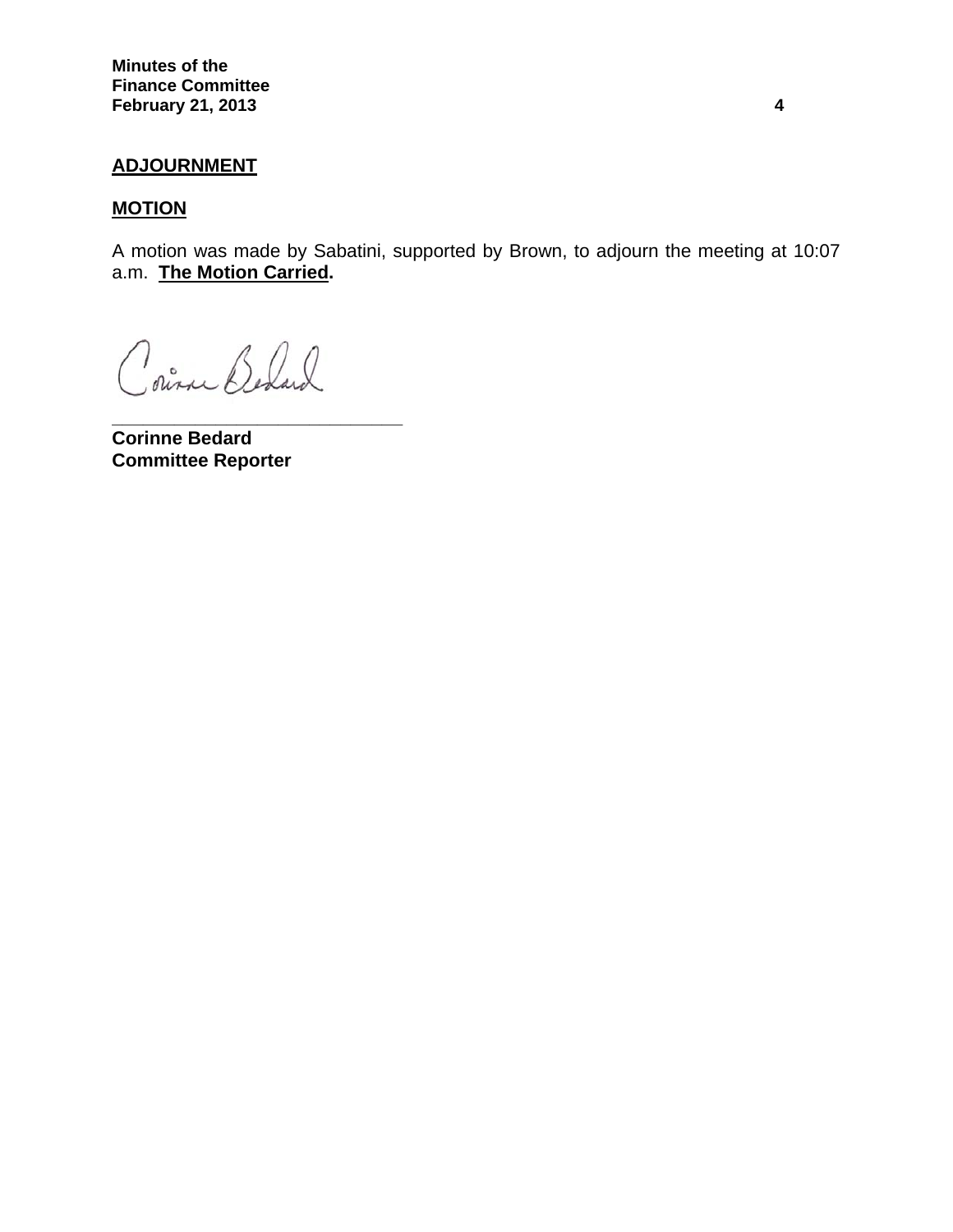## ADJOURNMENT

## MOTION

A motion was made by Sabatini, supported by Brown, to adjourn the meeting at 10:07 a.m. **The Motion Carried.**

\_\_\_\_\_\_\_\_\_\_\_\_\_\_\_\_\_\_\_\_\_\_\_\_\_\_\_\_\_\_\_\_

**Corinne Bedard**
**Committee Reporter**